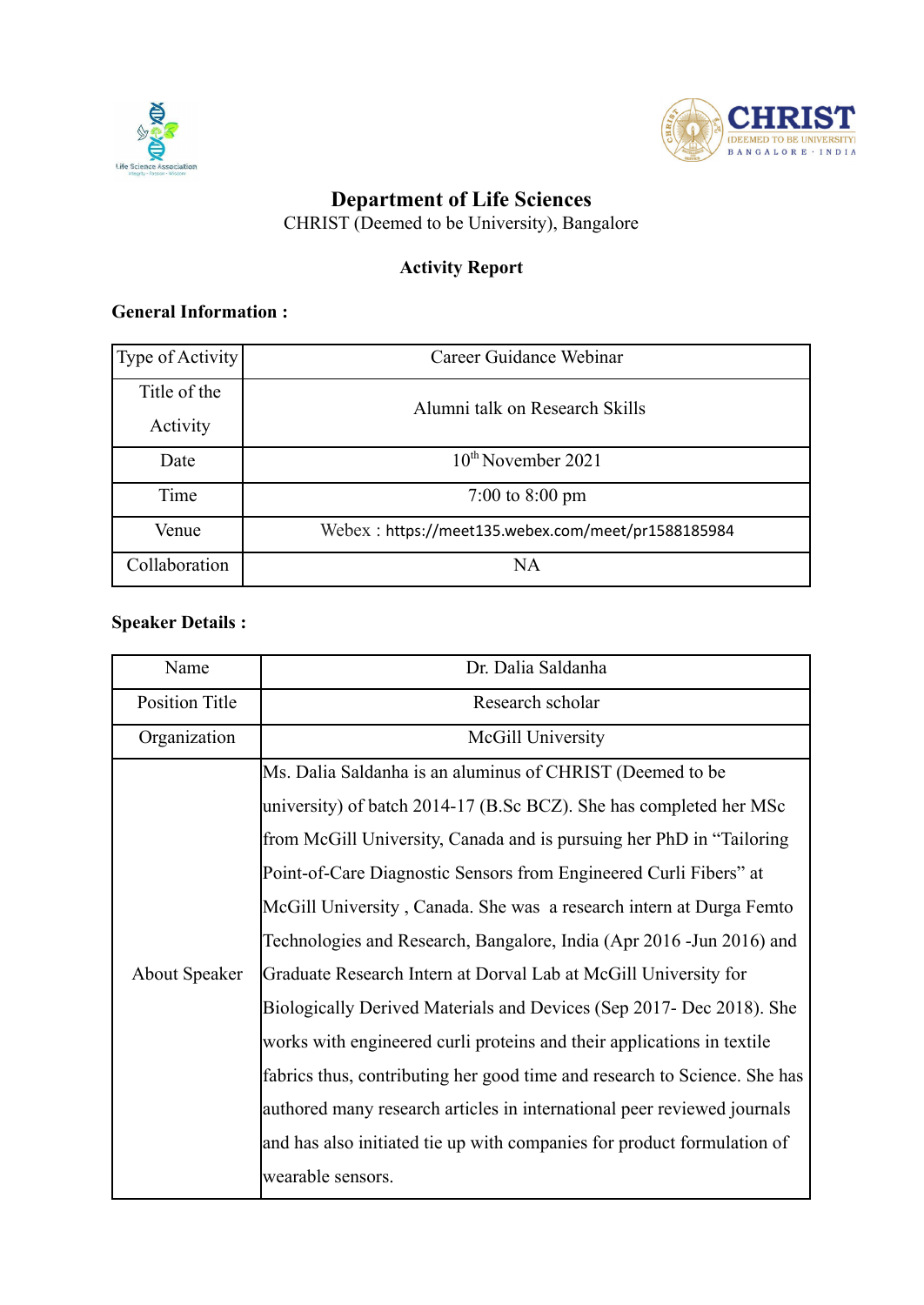# Department of Life Sciences

CHRIST (Deemed to be University), Bangalore

**Activity Report**

**General Information :**

| Type of Activity | Career Guidance Webinar |
|---|---|
| Title of the Activity | Alumni talk on Research Skills |
| Date | 10th November 2021 |
| Time | 7:00 to 8:00 pm |
| Venue | Webex : https://meet135.webex.com/meet/pr1588185984 |
| Collaboration | NA |

**Speaker Details :**

| Name | Dr. Dalia Saldanha |
|---|---|
| Position Title | Research scholar |
| Organization | McGill University |
| About Speaker | Ms. Dalia Saldanha is an aluminus of CHRIST (Deemed to be university) of batch 2014-17 (B.Sc BCZ). She has completed her MSc from McGill University, Canada and is pursuing her PhD in "Tailoring Point-of-Care Diagnostic Sensors from Engineered Curli Fibers" at McGill University , Canada. She was a research intern at Durga Femto Technologies and Research, Bangalore, India (Apr 2016 -Jun 2016) and Graduate Research Intern at Dorval Lab at McGill University for Biologically Derived Materials and Devices (Sep 2017- Dec 2018). She works with engineered curli proteins and their applications in textile fabrics thus, contributing her good time and research to Science. She has authored many research articles in international peer reviewed journals and has also initiated tie up with companies for product formulation of wearable sensors. |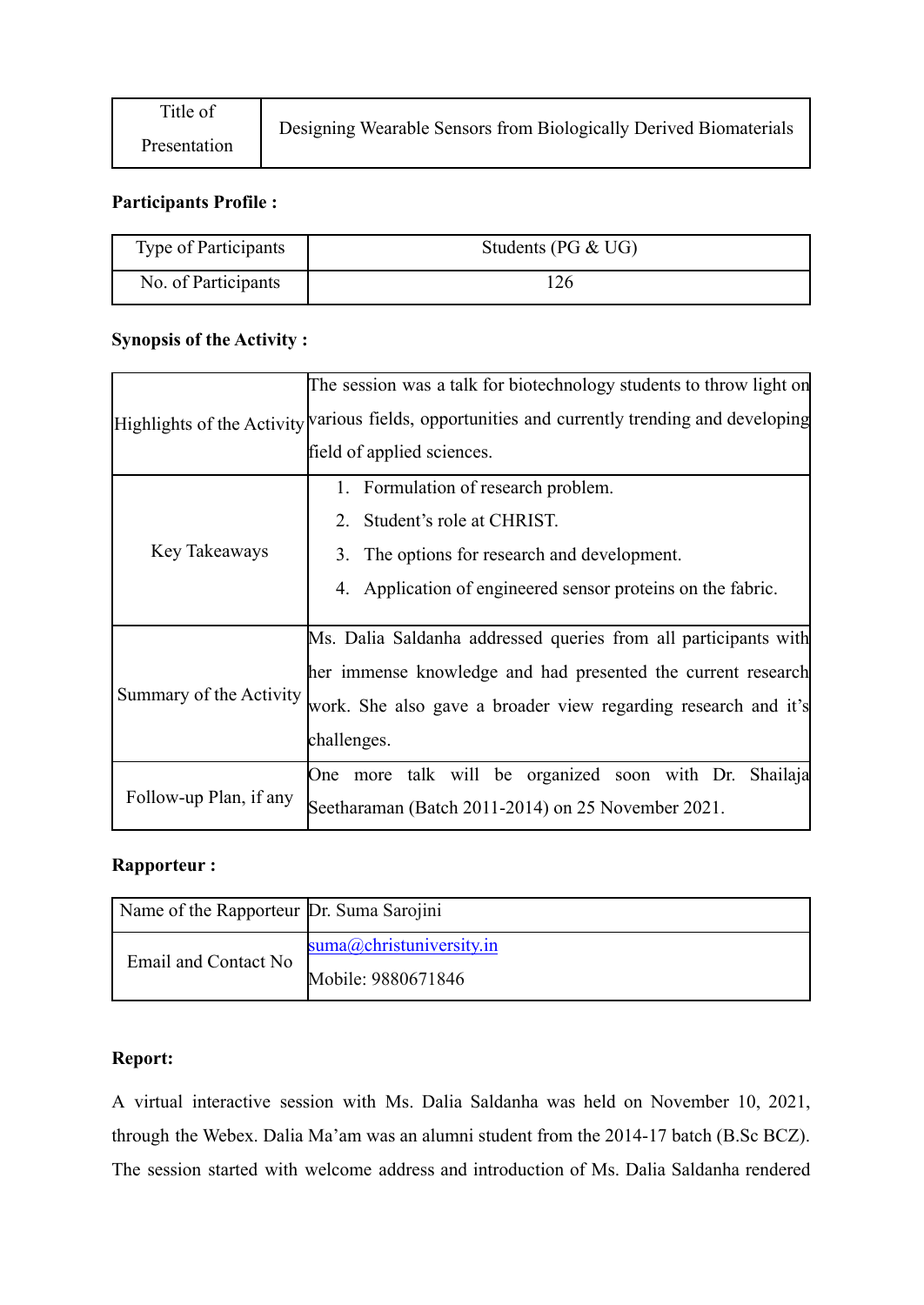| Title of Presentation | Designing Wearable Sensors from Biologically Derived Biomaterials |
|---|---|

**Participants Profile :**

| Type of Participants | Students (PG & UG) |
|---|---|
| No. of Participants | 126 |

**Synopsis of the Activity :**

| Highlights of the Activity | The session was a talk for biotechnology students to throw light on various fields, opportunities and currently trending and developing field of applied sciences. |
|---|---|
| Key Takeaways | 1. Formulation of research problem. 2. Student's role at CHRIST. 3. The options for research and development. 4. Application of engineered sensor proteins on the fabric. |
| Summary of the Activity | Ms. Dalia Saldanha addressed queries from all participants with her immense knowledge and had presented the current research work. She also gave a broader view regarding research and it's challenges. |
| Follow-up Plan, if any | One more talk will be organized soon with Dr. Shailaja Seetharaman (Batch 2011-2014) on 25 November 2021. |

**Rapporteur :**

| Name of the Rapporteur | Dr. Suma Sarojini |
|---|---|
| Email and Contact No | suma@christuniversity.in Mobile: 9880671846 |

**Report:**

A virtual interactive session with Ms. Dalia Saldanha was held on November 10, 2021, through the Webex. Dalia Ma'am was an alumni student from the 2014-17 batch (B.Sc BCZ). The session started with welcome address and introduction of Ms. Dalia Saldanha rendered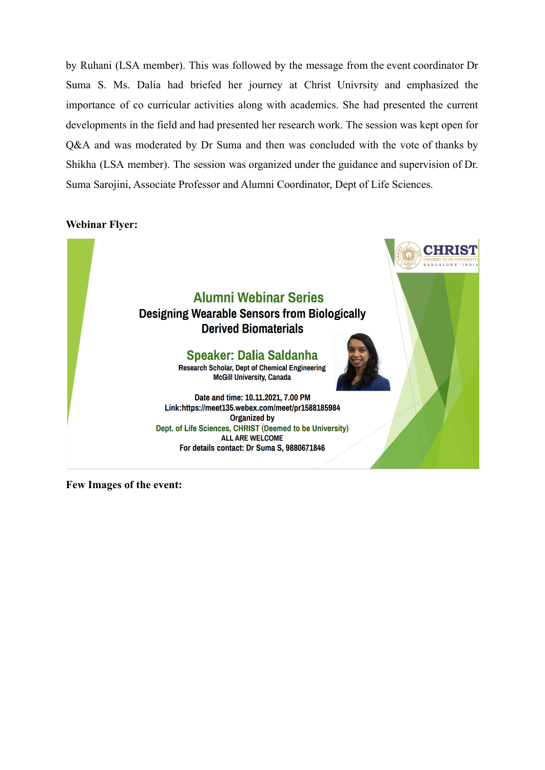by Ruhani (LSA member). This was followed by the message from the event coordinator Dr Suma S. Ms. Dalia had briefed her journey at Christ Univrsity and emphasized the importance of co curricular activities along with academics. She had presented the current developments in the field and had presented her research work. The session was kept open for Q&A and was moderated by Dr Suma and then was concluded with the vote of thanks by Shikha (LSA member). The session was organized under the guidance and supervision of Dr. Suma Sarojini, Associate Professor and Alumni Coordinator, Dept of Life Sciences.

**Webinar Flyer:**

CHRIST (DEEMED TO BE UNIVERSITY) BANGALORE · INDIA

Alumni Webinar Series

Designing Wearable Sensors from Biologically Derived Biomaterials

Speaker: Dalia Saldanha

Research Scholar, Dept of Chemical Engineering
McGill University, Canada

Date and time: 10.11.2021, 7.00 PM
Link:https://meet135.webex.com/meet/pr1588185984
Organized by
Dept. of Life Sciences, CHRIST (Deemed to be University)
ALL ARE WELCOME
For details contact: Dr Suma S, 9880671846

**Few Images of the event:**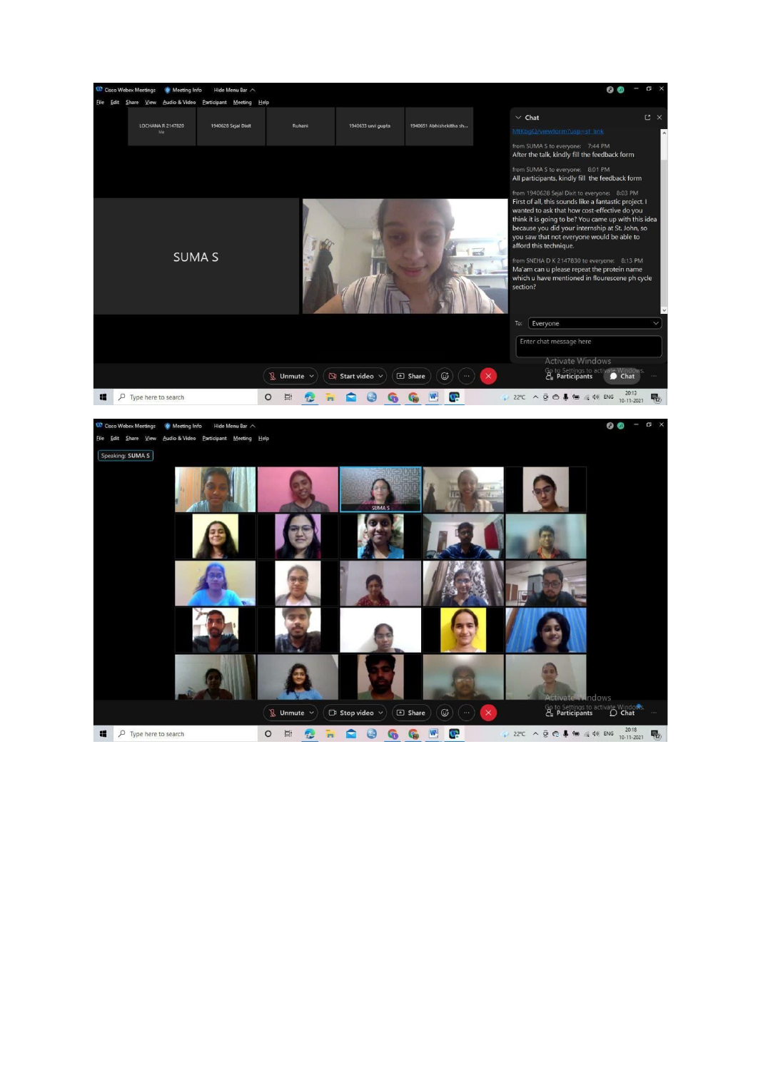Cisco Webex Meetings | Meeting Info | Hide Menu Bar

File  Edit  Share  View  Audio & Video  Participant  Meeting  Help

LOCHANA R 2147820 (Me) | 1940628 Sejal Dixit | Ruhani | 1940633 urvi gupta | 1940651 Abhishekitha sh...

SUMA S

**Chat**

MtKbgU/viewform?usp=sf_link

from SUMA S to everyone: 7:44 PM
After the talk, kindly fill the feedback form

from SUMA S to everyone: 8:01 PM
All participants, kindly fill the feedback form

from 1940628 Sejal Dixit to everyone: 8:03 PM
First of all, this sounds like a fantastic project. I wanted to ask that how cost-effective do you think it is going to be? You came up with this idea because you did your internship at St. John, so you saw that not everyone would be able to afford this technique.

from SNEHA D K 2147830 to everyone: 8:13 PM
Ma'am can u please repeat the protein name which u have mentioned in flourescene ph cycle section?

To: Everyone

Enter chat message here

Unmute | Start video | Share | Participants | Chat

22°C  ENG  20:13  10-11-2021

Cisco Webex Meetings | Meeting Info | Hide Menu Bar

File  Edit  Share  View  Audio & Video  Participant  Meeting  Help

Speaking: SUMA S

SUMA S

Unmute | Stop video | Share | Participants | Chat

22°C  ENG  20:18  10-11-2021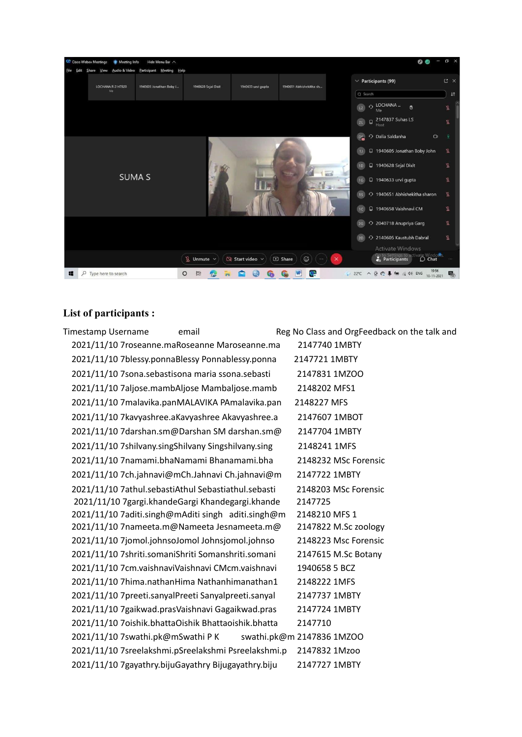## List of participants :

| Timestamp | Username | email | Reg No | Class and Org | Feedback on the talk and |
|---|---|---|---|---|---|
| 2021/11/10 7 | roseanne.ma | Roseanne Ma | roseanne.ma | 2147740 | 1MBTY |
| 2021/11/10 7 | blessy.ponna | Blessy Ponna | blessy.ponna | 2147721 | 1MBTY |
| 2021/11/10 7 | sona.sebasti | sona maria s | sona.sebasti | 2147831 | 1MZOO |
| 2021/11/10 7 | aljose.mamb | Aljose Mamb | aljose.mamb | 2148202 | MFS1 |
| 2021/11/10 7 | malavika.pan | MALAVIKA PA | malavika.pan | 2148227 | MFS |
| 2021/11/10 7 | kavyashree.a | Kavyashree A | kavyashree.a | 2147607 | 1MBOT |
| 2021/11/10 7 | darshan.sm@ | Darshan SM | darshan.sm@ | 2147704 | 1MBTY |
| 2021/11/10 7 | shilvany.sing | Shilvany Sing | shilvany.sing | 2148241 | 1MFS |
| 2021/11/10 7 | namami.bha | Namami Bha | namami.bha | 2148232 | MSc Forensic |
| 2021/11/10 7 | ch.jahnavi@m | Ch.Jahnavi | Ch.jahnavi@m | 2147722 | 1MBTY |
| 2021/11/10 7 | athul.sebasti | Athul Sebasti | athul.sebasti | 2148203 | MSc Forensic |
| 2021/11/10 7 | gargi.khande | Gargi Khande | gargi.khande | 2147725 | |
| 2021/11/10 7 | aditi.singh@m | Aditi singh | aditi.singh@m | 2148210 | MFS 1 |
| 2021/11/10 7 | nameeta.m@ | Nameeta Jes | nameeta.m@ | 2147822 | M.Sc zoology |
| 2021/11/10 7 | jomol.johnso | Jomol Johns | jomol.johnso | 2148223 | Msc Forensic |
| 2021/11/10 7 | shriti.somani | Shriti Soman | shriti.somani | 2147615 | M.Sc Botany |
| 2021/11/10 7 | cm.vaishnavi | Vaishnavi CM | cm.vaishnavi | 1940658 | 5 BCZ |
| 2021/11/10 7 | hima.nathan | Hima Nathan | himanathan1 | 2148222 | 1MFS |
| 2021/11/10 7 | preeti.sanyal | Preeti Sanyal | preeti.sanyal | 2147737 | 1MBTY |
| 2021/11/10 7 | gaikwad.pras | Vaishnavi Ga | gaikwad.pras | 2147724 | 1MBTY |
| 2021/11/10 7 | oishik.bhatta | Oishik Bhatta | oishik.bhatta | 2147710 | |
| 2021/11/10 7 | swathi.pk@m | Swathi P K | swathi.pk@m | 2147836 | 1MZOO |
| 2021/11/10 7 | sreelakshmi.p | Sreelakshmi P | sreelakshmi.p | 2147832 | 1Mzoo |
| 2021/11/10 7 | gayathry.biju | Gayathry Biju | gayathry.biju | 2147727 | 1MBTY |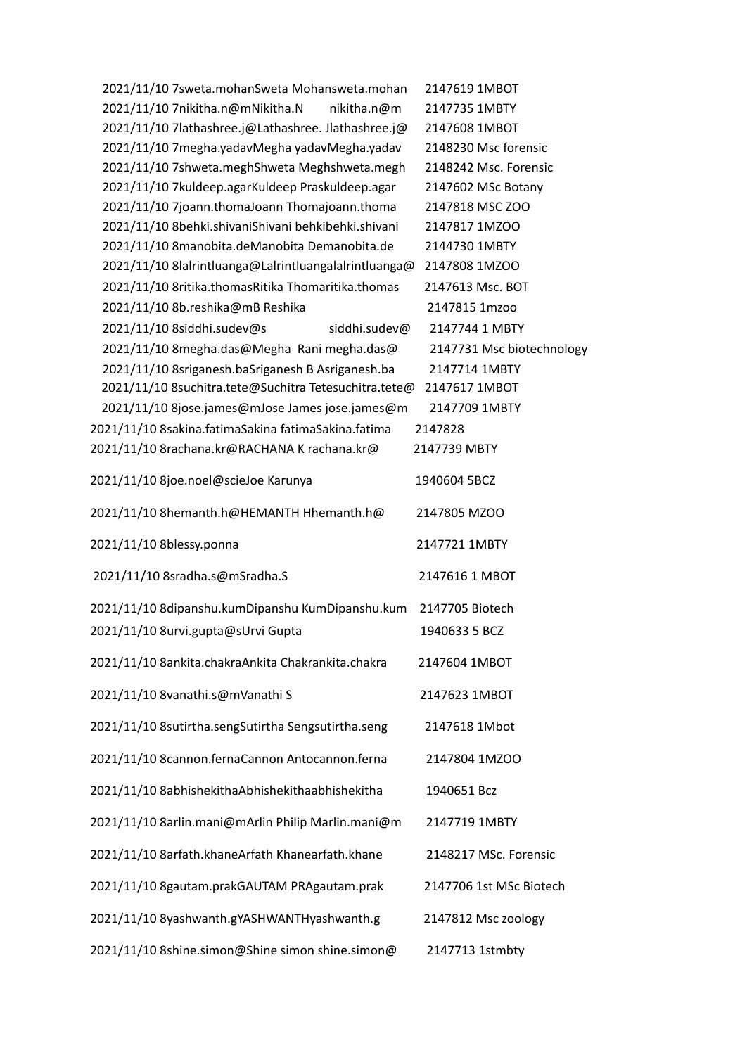2021/11/10 7sweta.mohanSweta Mohansweta.mohan 2147619 1MBOT
2021/11/10 7nikitha.n@mNikitha.N nikitha.n@m 2147735 1MBTY
2021/11/10 7lathashree.j@Lathashree. Jlathashree.j@ 2147608 1MBOT
2021/11/10 7megha.yadavMegha yadavMegha.yadav 2148230 Msc forensic
2021/11/10 7shweta.meghShweta Meghshweta.megh 2148242 Msc. Forensic
2021/11/10 7kuldeep.agarKuldeep Praskuldeep.agar 2147602 MSc Botany
2021/11/10 7joann.thomaJoann Thomajoann.thoma 2147818 MSC ZOO
2021/11/10 8behki.shivaniShivani behkibehki.shivani 2147817 1MZOO
2021/11/10 8manobita.deManobita Demanobita.de 2144730 1MBTY
2021/11/10 8lalrintluanga@Lalrintluangalalrintluanga@ 2147808 1MZOO
2021/11/10 8ritika.thomasRitika Thomaritika.thomas 2147613 Msc. BOT
2021/11/10 8b.reshika@mB Reshika 2147815 1mzoo
2021/11/10 8siddhi.sudev@s siddhi.sudev@ 2147744 1 MBTY
2021/11/10 8megha.das@Megha Rani megha.das@ 2147731 Msc biotechnology
2021/11/10 8sriganesh.baSriganesh B Asriganesh.ba 2147714 1MBTY
2021/11/10 8suchitra.tete@Suchitra Tetesuchitra.tete@ 2147617 1MBOT
2021/11/10 8jose.james@mJose James jose.james@m 2147709 1MBTY
2021/11/10 8sakina.fatimaSakina fatimaSakina.fatima 2147828
2021/11/10 8rachana.kr@RACHANA K rachana.kr@ 2147739 MBTY
2021/11/10 8joe.noel@scieJoe Karunya 1940604 5BCZ
2021/11/10 8hemanth.h@HEMANTH Hhemanth.h@ 2147805 MZOO
2021/11/10 8blessy.ponna 2147721 1MBTY
2021/11/10 8sradha.s@mSradha.S 2147616 1 MBOT
2021/11/10 8dipanshu.kumDipanshu KumDipanshu.kum 2147705 Biotech
2021/11/10 8urvi.gupta@sUrvi Gupta 1940633 5 BCZ
2021/11/10 8ankita.chakraAnkita Chakrankita.chakra 2147604 1MBOT
2021/11/10 8vanathi.s@mVanathi S 2147623 1MBOT
2021/11/10 8sutirtha.sengSutirtha Sengsutirtha.seng 2147618 1Mbot
2021/11/10 8cannon.fernaCannon Antocannon.ferna 2147804 1MZOO
2021/11/10 8abhishekithaAbhishekithaabhishekitha 1940651 Bcz
2021/11/10 8arlin.mani@mArlin Philip Marlin.mani@m 2147719 1MBTY
2021/11/10 8arfath.khaneArfath Khanearfath.khane 2148217 MSc. Forensic
2021/11/10 8gautam.prakGAUTAM PRAgautam.prak 2147706 1st MSc Biotech
2021/11/10 8yashwanth.gYASHWANTHyashwanth.g 2147812 Msc zoology
2021/11/10 8shine.simon@Shine simon shine.simon@ 2147713 1stmbty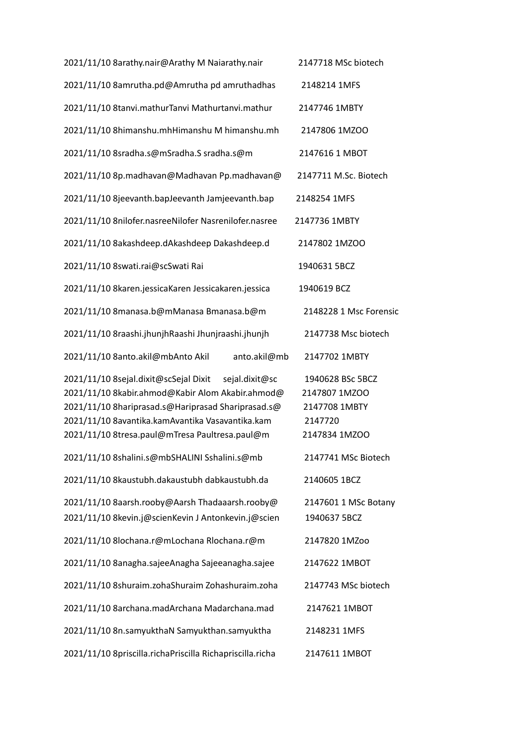2021/11/10 8arathy.nair@Arathy M Naiarathy.nair 2147718 MSc biotech

2021/11/10 8amrutha.pd@Amrutha pd amruthadhas 2148214 1MFS

2021/11/10 8tanvi.mathurTanvi Mathurtanvi.mathur 2147746 1MBTY

2021/11/10 8himanshu.mhHimanshu M himanshu.mh 2147806 1MZOO

2021/11/10 8sradha.s@mSradha.S sradha.s@m 2147616 1 MBOT

2021/11/10 8p.madhavan@Madhavan Pp.madhavan@ 2147711 M.Sc. Biotech

2021/11/10 8jeevanth.bapJeevanth Jamjeevanth.bap 2148254 1MFS

2021/11/10 8nilofer.nasreeNilofer Nasrenilofer.nasree 2147736 1MBTY

2021/11/10 8akashdeep.dAkashdeep Dakashdeep.d 2147802 1MZOO

2021/11/10 8swati.rai@scSwati Rai 1940631 5BCZ

2021/11/10 8karen.jessicaKaren Jessicakaren.jessica 1940619 BCZ

2021/11/10 8manasa.b@mManasa Bmanasa.b@m 2148228 1 Msc Forensic

2021/11/10 8raashi.jhunjhRaashi Jhunjraashi.jhunjh 2147738 Msc biotech

2021/11/10 8anto.akil@mbAnto Akil anto.akil@mb 2147702 1MBTY

2021/11/10 8sejal.dixit@scSejal Dixit sejal.dixit@sc 1940628 BSc 5BCZ
2021/11/10 8kabir.ahmod@Kabir Alom Akabir.ahmod@ 2147807 1MZOO
2021/11/10 8hariprasad.s@Hariprasad Shariprasad.s@ 2147708 1MBTY
2021/11/10 8avantika.kamAvantika Vasavantika.kam 2147720
2021/11/10 8tresa.paul@mTresa Paultresa.paul@m 2147834 1MZOO

2021/11/10 8shalini.s@mbSHALINI Sshalini.s@mb 2147741 MSc Biotech

2021/11/10 8kaustubh.dakaustubh dabkaustubh.da 2140605 1BCZ

2021/11/10 8aarsh.rooby@Aarsh Thadaaarsh.rooby@ 2147601 1 MSc Botany
2021/11/10 8kevin.j@scienKevin J Antonkevin.j@scien 1940637 5BCZ

2021/11/10 8lochana.r@mLochana Rlochana.r@m 2147820 1MZoo

2021/11/10 8anagha.sajeeAnagha Sajeeanagha.sajee 2147622 1MBOT

2021/11/10 8shuraim.zohaShuraim Zohashuraim.zoha 2147743 MSc biotech

2021/11/10 8archana.madArchana Madarchana.mad 2147621 1MBOT

2021/11/10 8n.samyukthaN Samyukthan.samyuktha 2148231 1MFS

2021/11/10 8priscilla.richaPriscilla Richapriscilla.richa 2147611 1MBOT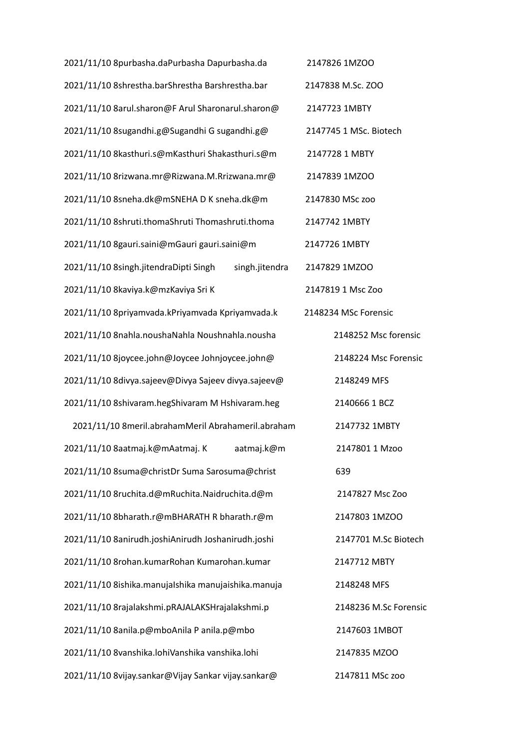2021/11/10 8purbasha.daPurbasha Dapurbasha.da 2147826 1MZOO

2021/11/10 8shrestha.barShrestha Barshrestha.bar 2147838 M.Sc. ZOO

2021/11/10 8arul.sharon@F Arul Sharonarul.sharon@ 2147723 1MBTY

2021/11/10 8sugandhi.g@Sugandhi G sugandhi.g@ 2147745 1 MSc. Biotech

2021/11/10 8kasthuri.s@mKasthuri Shakasthuri.s@m 2147728 1 MBTY

2021/11/10 8rizwana.mr@Rizwana.M.Rrizwana.mr@ 2147839 1MZOO

2021/11/10 8sneha.dk@mSNEHA D K sneha.dk@m 2147830 MSc zoo

2021/11/10 8shruti.thomaShruti Thomashruti.thoma 2147742 1MBTY

2021/11/10 8gauri.saini@mGauri gauri.saini@m 2147726 1MBTY

2021/11/10 8singh.jitendraDipti Singh singh.jitendra 2147829 1MZOO

2021/11/10 8kaviya.k@mzKaviya Sri K 2147819 1 Msc Zoo

2021/11/10 8priyamvada.kPriyamvada Kpriyamvada.k 2148234 MSc Forensic

2021/11/10 8nahla.noushaNahla Noushnahla.nousha 2148252 Msc forensic

2021/11/10 8joycee.john@Joycee Johnjoycee.john@ 2148224 Msc Forensic

2021/11/10 8divya.sajeev@Divya Sajeev divya.sajeev@ 2148249 MFS

2021/11/10 8shivaram.hegShivaram M Hshivaram.heg 2140666 1 BCZ

2021/11/10 8meril.abrahamMeril Abrahameril.abraham 2147732 1MBTY

2021/11/10 8aatmaj.k@mAatmaj. K aatmaj.k@m 2147801 1 Mzoo

2021/11/10 8suma@christDr Suma Sarosuma@christ 639

2021/11/10 8ruchita.d@mRuchita.Naidruchita.d@m 2147827 Msc Zoo

2021/11/10 8bharath.r@mBHARATH R bharath.r@m 2147803 1MZOO

2021/11/10 8anirudh.joshiAnirudh Joshanirudh.joshi 2147701 M.Sc Biotech

2021/11/10 8rohan.kumarRohan Kumarohan.kumar 2147712 MBTY

2021/11/10 8ishika.manujaIshika manujaishika.manuja 2148248 MFS

2021/11/10 8rajalakshmi.pRAJALAKSHrajalakshmi.p 2148236 M.Sc Forensic

2021/11/10 8anila.p@mboAnila P anila.p@mbo 2147603 1MBOT

2021/11/10 8vanshika.lohiVanshika vanshika.lohi 2147835 MZOO

2021/11/10 8vijay.sankar@Vijay Sankar vijay.sankar@ 2147811 MSc zoo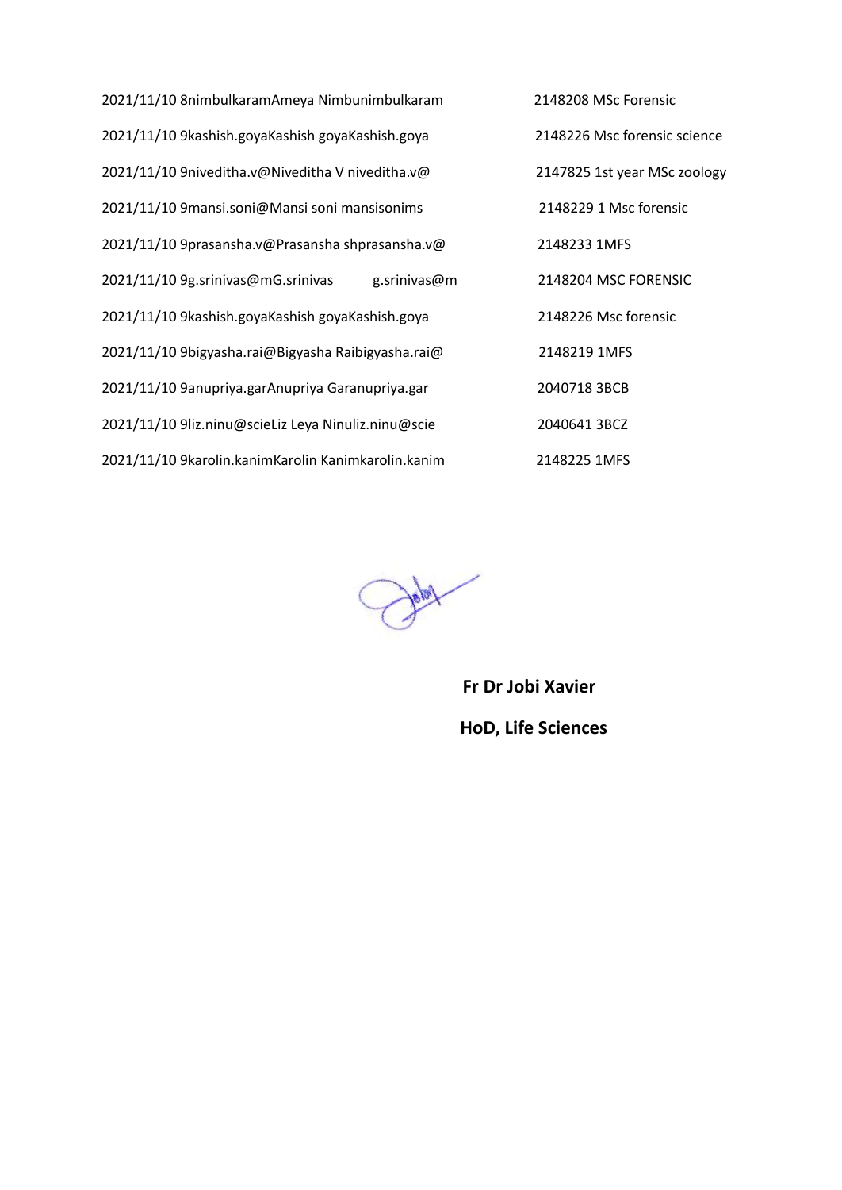| | |
|---|---|
| 2021/11/10 8nimbulkaramAmeya Nimbunimbulkaram | 2148208 MSc Forensic |
| 2021/11/10 9kashish.goyaKashish goyaKashish.goya | 2148226 Msc forensic science |
| 2021/11/10 9niveditha.v@Niveditha V niveditha.v@ | 2147825 1st year MSc zoology |
| 2021/11/10 9mansi.soni@Mansi soni mansisonims | 2148229 1 Msc forensic |
| 2021/11/10 9prasansha.v@Prasansha shprasansha.v@ | 2148233 1MFS |
| 2021/11/10 9g.srinivas@mG.srinivas g.srinivas@m | 2148204 MSC FORENSIC |
| 2021/11/10 9kashish.goyaKashish goyaKashish.goya | 2148226 Msc forensic |
| 2021/11/10 9bigyasha.rai@Bigyasha Raibigyasha.rai@ | 2148219 1MFS |
| 2021/11/10 9anupriya.garAnupriya Garanupriya.gar | 2040718 3BCB |
| 2021/11/10 9liz.ninu@scieLiz Leya Ninuliz.ninu@scie | 2040641 3BCZ |
| 2021/11/10 9karolin.kanimKarolin Kanimkarolin.kanim | 2148225 1MFS |

**Fr Dr Jobi Xavier**

**HoD, Life Sciences**